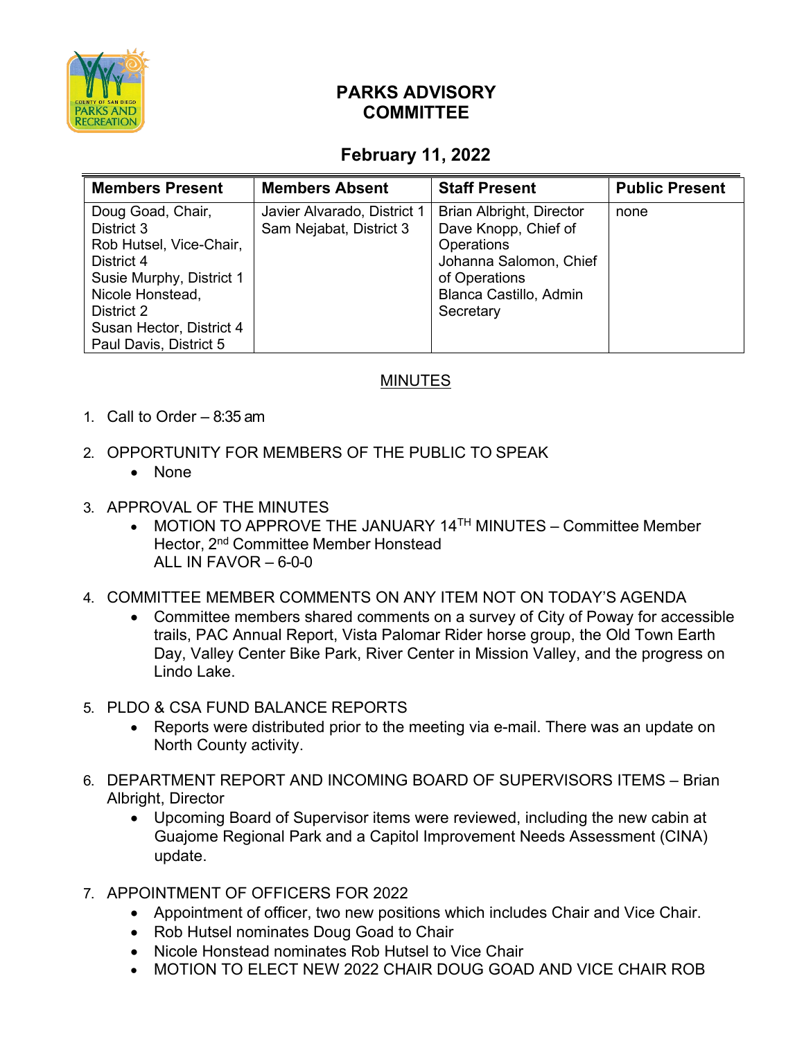# PARKS ADVISORY COMMITTEE

## February 11, 2022

| Members Present | Members Absent | Staff Present | Public Present |
|---|---|---|---|
| Doug Goad, Chair, District 3<br>Rob Hutsel, Vice-Chair, District 4<br>Susie Murphy, District 1<br>Nicole Honstead, District 2<br>Susan Hector, District 4<br>Paul Davis, District 5 | Javier Alvarado, District 1<br>Sam Nejabat, District 3 | Brian Albright, Director<br>Dave Knopp, Chief of Operations<br>Johanna Salomon, Chief of Operations<br>Blanca Castillo, Admin Secretary | none |

## MINUTES

1. Call to Order – 8:35 am

2. OPPORTUNITY FOR MEMBERS OF THE PUBLIC TO SPEAK
   - None

3. APPROVAL OF THE MINUTES
   - MOTION TO APPROVE THE JANUARY 14TH MINUTES – Committee Member Hector, 2nd Committee Member Honstead
     ALL IN FAVOR – 6-0-0

4. COMMITTEE MEMBER COMMENTS ON ANY ITEM NOT ON TODAY'S AGENDA
   - Committee members shared comments on a survey of City of Poway for accessible trails, PAC Annual Report, Vista Palomar Rider horse group, the Old Town Earth Day, Valley Center Bike Park, River Center in Mission Valley, and the progress on Lindo Lake.

5. PLDO & CSA FUND BALANCE REPORTS
   - Reports were distributed prior to the meeting via e-mail. There was an update on North County activity.

6. DEPARTMENT REPORT AND INCOMING BOARD OF SUPERVISORS ITEMS – Brian Albright, Director
   - Upcoming Board of Supervisor items were reviewed, including the new cabin at Guajome Regional Park and a Capitol Improvement Needs Assessment (CINA) update.

7. APPOINTMENT OF OFFICERS FOR 2022
   - Appointment of officer, two new positions which includes Chair and Vice Chair.
   - Rob Hutsel nominates Doug Goad to Chair
   - Nicole Honstead nominates Rob Hutsel to Vice Chair
   - MOTION TO ELECT NEW 2022 CHAIR DOUG GOAD AND VICE CHAIR ROB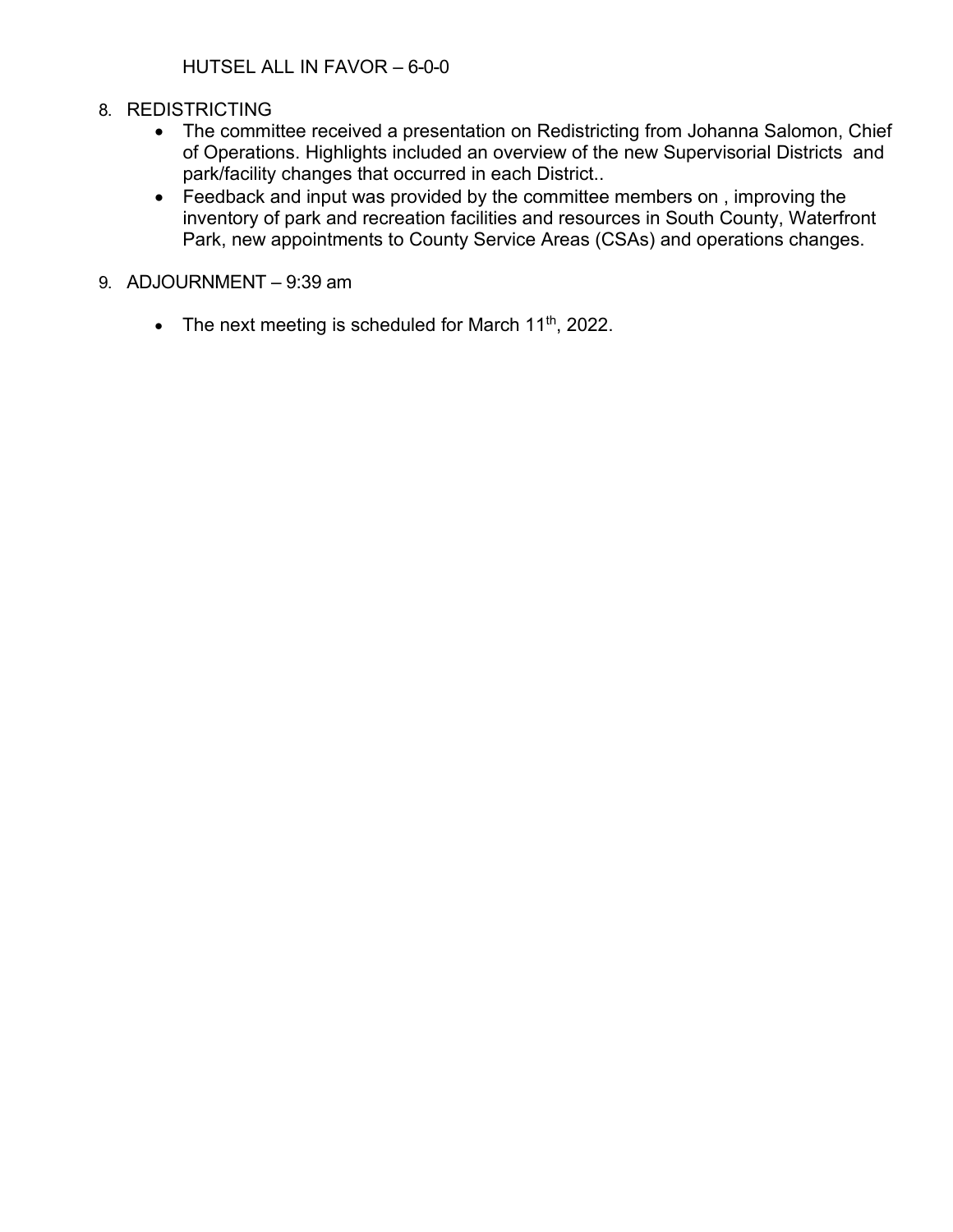HUTSEL ALL IN FAVOR – 6-0-0

8. REDISTRICTING
   - The committee received a presentation on Redistricting from Johanna Salomon, Chief of Operations. Highlights included an overview of the new Supervisorial Districts and park/facility changes that occurred in each District..
   - Feedback and input was provided by the committee members on , improving the inventory of park and recreation facilities and resources in South County, Waterfront Park, new appointments to County Service Areas (CSAs) and operations changes.

9. ADJOURNMENT – 9:39 am

   - The next meeting is scheduled for March 11th, 2022.